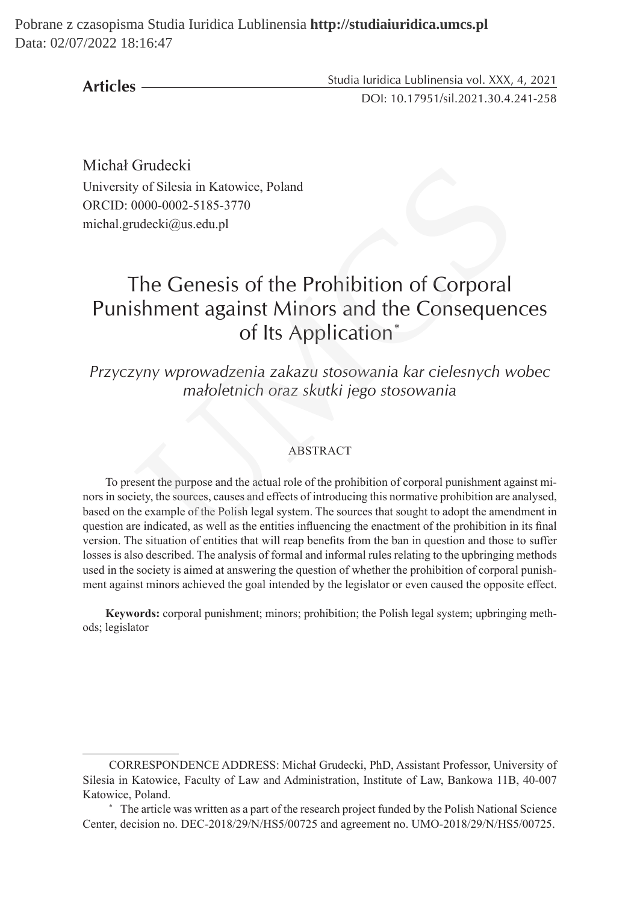Pobrane z czasopisma Studia Iuridica Lublinensia **http://studiaiuridica.umcs.pl**
Data: 02/07/2022 18:16:47

**Articles**

Studia Iuridica Lublinensia vol. XXX, 4, 2021
DOI: 10.17951/sil.2021.30.4.241-258

Michał Grudecki
University of Silesia in Katowice, Poland
ORCID: 0000-0002-5185-3770
michal.grudecki@us.edu.pl

# The Genesis of the Prohibition of Corporal Punishment against Minors and the Consequences of Its Application*

*Przyczyny wprowadzenia zakazu stosowania kar cielesnych wobec małoletnich oraz skutki jego stosowania*

## ABSTRACT

To present the purpose and the actual role of the prohibition of corporal punishment against minors in society, the sources, causes and effects of introducing this normative prohibition are analysed, based on the example of the Polish legal system. The sources that sought to adopt the amendment in question are indicated, as well as the entities influencing the enactment of the prohibition in its final version. The situation of entities that will reap benefits from the ban in question and those to suffer losses is also described. The analysis of formal and informal rules relating to the upbringing methods used in the society is aimed at answering the question of whether the prohibition of corporal punishment against minors achieved the goal intended by the legislator or even caused the opposite effect.

**Keywords:** corporal punishment; minors; prohibition; the Polish legal system; upbringing methods; legislator

---

CORRESPONDENCE ADDRESS: Michał Grudecki, PhD, Assistant Professor, University of Silesia in Katowice, Faculty of Law and Administration, Institute of Law, Bankowa 11B, 40-007 Katowice, Poland.

* The article was written as a part of the research project funded by the Polish National Science Center, decision no. DEC-2018/29/N/HS5/00725 and agreement no. UMO-2018/29/N/HS5/00725.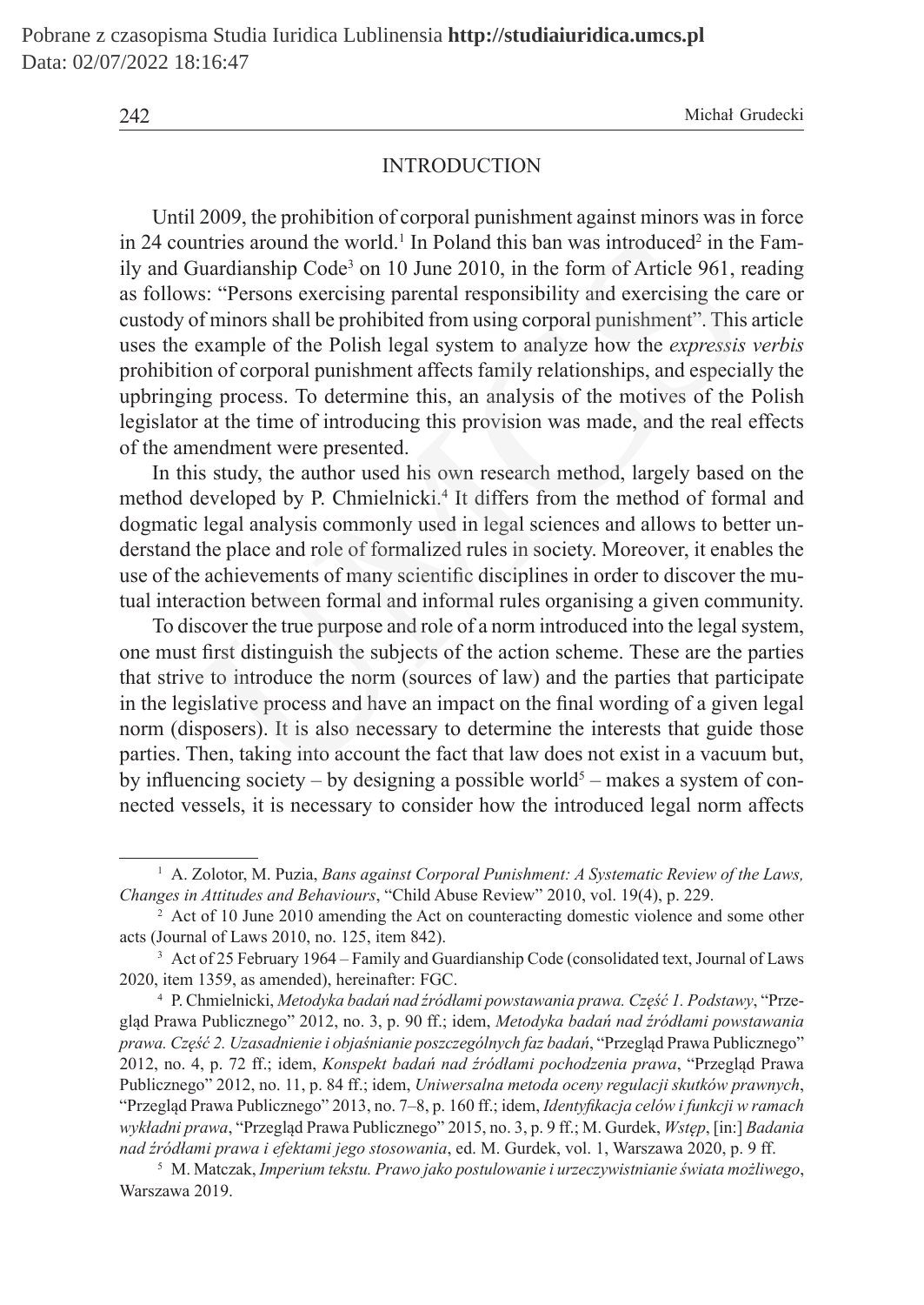## INTRODUCTION

Until 2009, the prohibition of corporal punishment against minors was in force in 24 countries around the world.[1] In Poland this ban was introduced[2] in the Family and Guardianship Code[3] on 10 June 2010, in the form of Article 961, reading as follows: "Persons exercising parental responsibility and exercising the care or custody of minors shall be prohibited from using corporal punishment". This article uses the example of the Polish legal system to analyze how the *expressis verbis* prohibition of corporal punishment affects family relationships, and especially the upbringing process. To determine this, an analysis of the motives of the Polish legislator at the time of introducing this provision was made, and the real effects of the amendment were presented.

In this study, the author used his own research method, largely based on the method developed by P. Chmielnicki.[4] It differs from the method of formal and dogmatic legal analysis commonly used in legal sciences and allows to better understand the place and role of formalized rules in society. Moreover, it enables the use of the achievements of many scientific disciplines in order to discover the mutual interaction between formal and informal rules organising a given community.

To discover the true purpose and role of a norm introduced into the legal system, one must first distinguish the subjects of the action scheme. These are the parties that strive to introduce the norm (sources of law) and the parties that participate in the legislative process and have an impact on the final wording of a given legal norm (disposers). It is also necessary to determine the interests that guide those parties. Then, taking into account the fact that law does not exist in a vacuum but, by influencing society – by designing a possible world[5] – makes a system of connected vessels, it is necessary to consider how the introduced legal norm affects

---

[1] A. Zolotor, M. Puzia, *Bans against Corporal Punishment: A Systematic Review of the Laws, Changes in Attitudes and Behaviours*, "Child Abuse Review" 2010, vol. 19(4), p. 229.

[2] Act of 10 June 2010 amending the Act on counteracting domestic violence and some other acts (Journal of Laws 2010, no. 125, item 842).

[3] Act of 25 February 1964 – Family and Guardianship Code (consolidated text, Journal of Laws 2020, item 1359, as amended), hereinafter: FGC.

[4] P. Chmielnicki, *Metodyka badań nad źródłami powstawania prawa. Część 1. Podstawy*, "Przegląd Prawa Publicznego" 2012, no. 3, p. 90 ff.; idem, *Metodyka badań nad źródłami powstawania prawa. Część 2. Uzasadnienie i objaśnianie poszczególnych faz badań*, "Przegląd Prawa Publicznego" 2012, no. 4, p. 72 ff.; idem, *Konspekt badań nad źródłami pochodzenia prawa*, "Przegląd Prawa Publicznego" 2012, no. 11, p. 84 ff.; idem, *Uniwersalna metoda oceny regulacji skutków prawnych*, "Przegląd Prawa Publicznego" 2013, no. 7–8, p. 160 ff.; idem, *Identyfikacja celów i funkcji w ramach wykładni prawa*, "Przegląd Prawa Publicznego" 2015, no. 3, p. 9 ff.; M. Gurdek, *Wstęp*, [in:] *Badania nad źródłami prawa i efektami jego stosowania*, ed. M. Gurdek, vol. 1, Warszawa 2020, p. 9 ff.

[5] M. Matczak, *Imperium tekstu. Prawo jako postulowanie i urzeczywistnianie świata możliwego*, Warszawa 2019.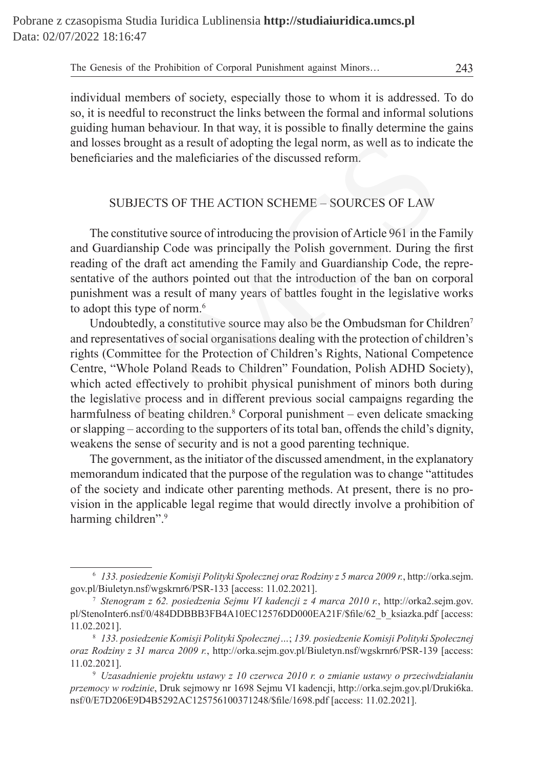individual members of society, especially those to whom it is addressed. To do so, it is needful to reconstruct the links between the formal and informal solutions guiding human behaviour. In that way, it is possible to finally determine the gains and losses brought as a result of adopting the legal norm, as well as to indicate the beneficiaries and the maleficiaries of the discussed reform.

## SUBJECTS OF THE ACTION SCHEME – SOURCES OF LAW

The constitutive source of introducing the provision of Article 961 in the Family and Guardianship Code was principally the Polish government. During the first reading of the draft act amending the Family and Guardianship Code, the representative of the authors pointed out that the introduction of the ban on corporal punishment was a result of many years of battles fought in the legislative works to adopt this type of norm.[6]

Undoubtedly, a constitutive source may also be the Ombudsman for Children[7] and representatives of social organisations dealing with the protection of children's rights (Committee for the Protection of Children's Rights, National Competence Centre, "Whole Poland Reads to Children" Foundation, Polish ADHD Society), which acted effectively to prohibit physical punishment of minors both during the legislative process and in different previous social campaigns regarding the harmfulness of beating children.[8] Corporal punishment – even delicate smacking or slapping – according to the supporters of its total ban, offends the child's dignity, weakens the sense of security and is not a good parenting technique.

The government, as the initiator of the discussed amendment, in the explanatory memorandum indicated that the purpose of the regulation was to change "attitudes of the society and indicate other parenting methods. At present, there is no provision in the applicable legal regime that would directly involve a prohibition of harming children".[9]

---

[6] *133. posiedzenie Komisji Polityki Społecznej oraz Rodziny z 5 marca 2009 r.*, http://orka.sejm.gov.pl/Biuletyn.nsf/wgskrnr6/PSR-133 [access: 11.02.2021].

[7] *Stenogram z 62. posiedzenia Sejmu VI kadencji z 4 marca 2010 r.*, http://orka2.sejm.gov.pl/StenoInter6.nsf/0/484DDBBB3FB4A10EC12576DD000EA21F/$file/62_b_ksiazka.pdf [access: 11.02.2021].

[8] *133. posiedzenie Komisji Polityki Społecznej…*; *139. posiedzenie Komisji Polityki Społecznej oraz Rodziny z 31 marca 2009 r.*, http://orka.sejm.gov.pl/Biuletyn.nsf/wgskrnr6/PSR-139 [access: 11.02.2021].

[9] *Uzasadnienie projektu ustawy z 10 czerwca 2010 r. o zmianie ustawy o przeciwdziałaniu przemocy w rodzinie*, Druk sejmowy nr 1698 Sejmu VI kadencji, http://orka.sejm.gov.pl/Druki6ka.nsf/0/E7D206E9D4B5292AC125756100371248/$file/1698.pdf [access: 11.02.2021].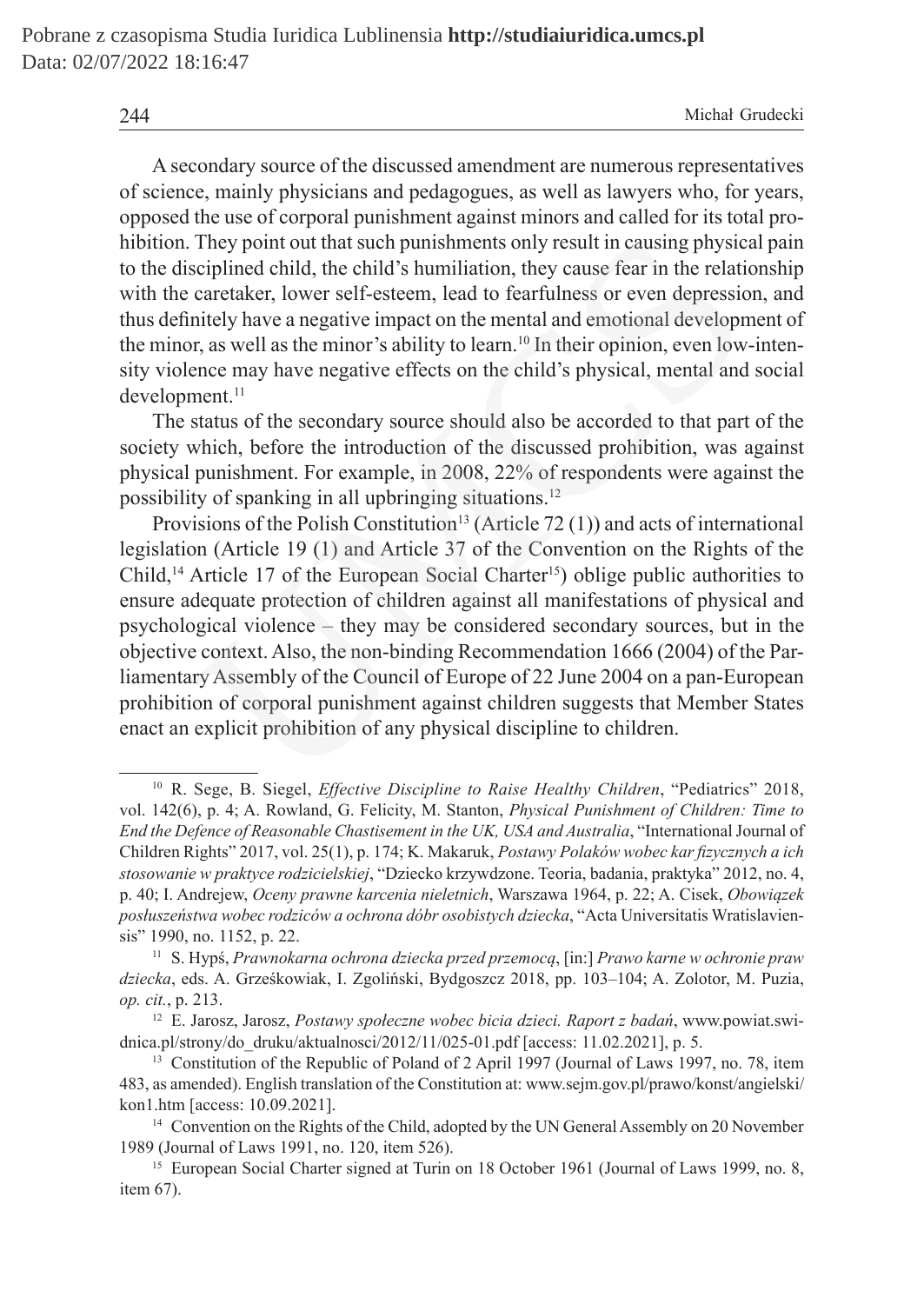A secondary source of the discussed amendment are numerous representatives of science, mainly physicians and pedagogues, as well as lawyers who, for years, opposed the use of corporal punishment against minors and called for its total prohibition. They point out that such punishments only result in causing physical pain to the disciplined child, the child's humiliation, they cause fear in the relationship with the caretaker, lower self-esteem, lead to fearfulness or even depression, and thus definitely have a negative impact on the mental and emotional development of the minor, as well as the minor's ability to learn.[10] In their opinion, even low-intensity violence may have negative effects on the child's physical, mental and social development.[11]

The status of the secondary source should also be accorded to that part of the society which, before the introduction of the discussed prohibition, was against physical punishment. For example, in 2008, 22% of respondents were against the possibility of spanking in all upbringing situations.[12]

Provisions of the Polish Constitution[13] (Article 72 (1)) and acts of international legislation (Article 19 (1) and Article 37 of the Convention on the Rights of the Child,[14] Article 17 of the European Social Charter[15]) oblige public authorities to ensure adequate protection of children against all manifestations of physical and psychological violence – they may be considered secondary sources, but in the objective context. Also, the non-binding Recommendation 1666 (2004) of the Parliamentary Assembly of the Council of Europe of 22 June 2004 on a pan-European prohibition of corporal punishment against children suggests that Member States enact an explicit prohibition of any physical discipline to children.

---

[10] R. Sege, B. Siegel, *Effective Discipline to Raise Healthy Children*, "Pediatrics" 2018, vol. 142(6), p. 4; A. Rowland, G. Felicity, M. Stanton, *Physical Punishment of Children: Time to End the Defence of Reasonable Chastisement in the UK, USA and Australia*, "International Journal of Children Rights" 2017, vol. 25(1), p. 174; K. Makaruk, *Postawy Polaków wobec kar fizycznych a ich stosowanie w praktyce rodzicielskiej*, "Dziecko krzywdzone. Teoria, badania, praktyka" 2012, no. 4, p. 40; I. Andrejew, *Oceny prawne karcenia nieletnich*, Warszawa 1964, p. 22; A. Cisek, *Obowiązek posłuszeństwa wobec rodziców a ochrona dóbr osobistych dziecka*, "Acta Universitatis Wratislaviensis" 1990, no. 1152, p. 22.

[11] S. Hypś, *Prawnokarna ochrona dziecka przed przemocą*, [in:] *Prawo karne w ochronie praw dziecka*, eds. A. Grześkowiak, I. Zgoliński, Bydgoszcz 2018, pp. 103–104; A. Zolotor, M. Puzia, *op. cit.*, p. 213.

[12] E. Jarosz, Jarosz, *Postawy społeczne wobec bicia dzieci. Raport z badań*, www.powiat.swidnica.pl/strony/do_druku/aktualnosci/2012/11/025-01.pdf [access: 11.02.2021], p. 5.

[13] Constitution of the Republic of Poland of 2 April 1997 (Journal of Laws 1997, no. 78, item 483, as amended). English translation of the Constitution at: www.sejm.gov.pl/prawo/konst/angielski/kon1.htm [access: 10.09.2021].

[14] Convention on the Rights of the Child, adopted by the UN General Assembly on 20 November 1989 (Journal of Laws 1991, no. 120, item 526).

[15] European Social Charter signed at Turin on 18 October 1961 (Journal of Laws 1999, no. 8, item 67).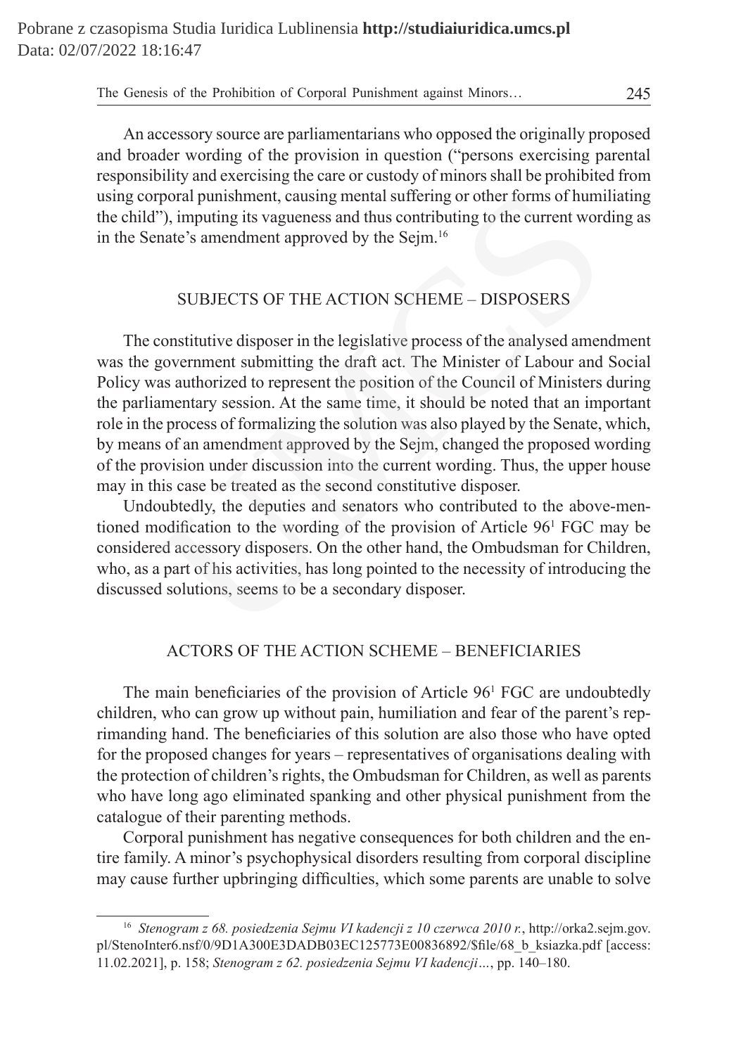An accessory source are parliamentarians who opposed the originally proposed and broader wording of the provision in question ("persons exercising parental responsibility and exercising the care or custody of minors shall be prohibited from using corporal punishment, causing mental suffering or other forms of humiliating the child"), imputing its vagueness and thus contributing to the current wording as in the Senate's amendment approved by the Sejm.[16]

## SUBJECTS OF THE ACTION SCHEME – DISPOSERS

The constitutive disposer in the legislative process of the analysed amendment was the government submitting the draft act. The Minister of Labour and Social Policy was authorized to represent the position of the Council of Ministers during the parliamentary session. At the same time, it should be noted that an important role in the process of formalizing the solution was also played by the Senate, which, by means of an amendment approved by the Sejm, changed the proposed wording of the provision under discussion into the current wording. Thus, the upper house may in this case be treated as the second constitutive disposer.

Undoubtedly, the deputies and senators who contributed to the above-mentioned modification to the wording of the provision of Article 96[1] FGC may be considered accessory disposers. On the other hand, the Ombudsman for Children, who, as a part of his activities, has long pointed to the necessity of introducing the discussed solutions, seems to be a secondary disposer.

## ACTORS OF THE ACTION SCHEME – BENEFICIARIES

The main beneficiaries of the provision of Article 96[1] FGC are undoubtedly children, who can grow up without pain, humiliation and fear of the parent's reprimanding hand. The beneficiaries of this solution are also those who have opted for the proposed changes for years – representatives of organisations dealing with the protection of children's rights, the Ombudsman for Children, as well as parents who have long ago eliminated spanking and other physical punishment from the catalogue of their parenting methods.

Corporal punishment has negative consequences for both children and the entire family. A minor's psychophysical disorders resulting from corporal discipline may cause further upbringing difficulties, which some parents are unable to solve

---

[16] *Stenogram z 68. posiedzenia Sejmu VI kadencji z 10 czerwca 2010 r.*, http://orka2.sejm.gov.pl/StenoInter6.nsf/0/9D1A300E3DADB03EC125773E00836892/$file/68_b_ksiazka.pdf [access: 11.02.2021], p. 158; *Stenogram z 62. posiedzenia Sejmu VI kadencji*…, pp. 140–180.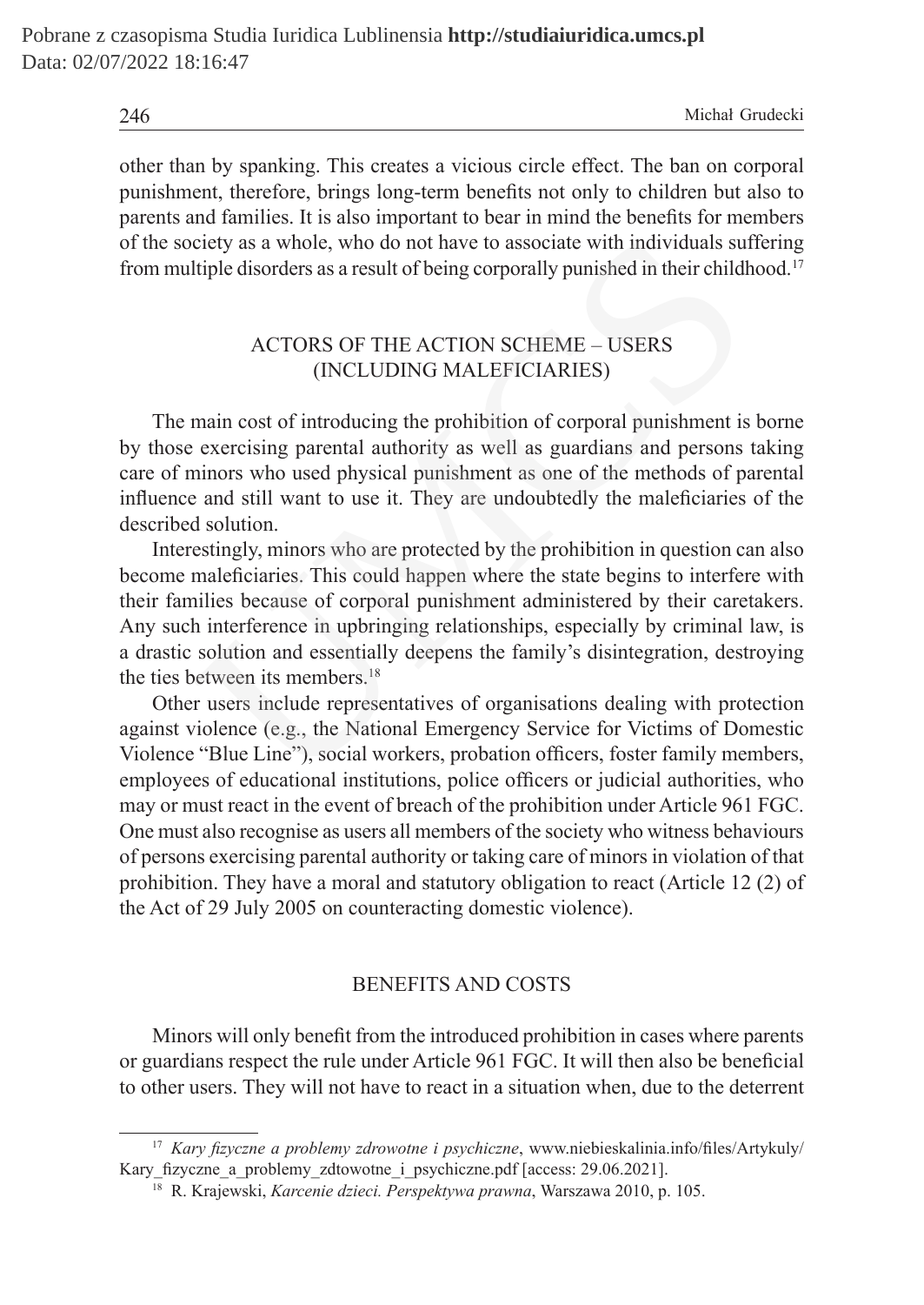other than by spanking. This creates a vicious circle effect. The ban on corporal punishment, therefore, brings long-term benefits not only to children but also to parents and families. It is also important to bear in mind the benefits for members of the society as a whole, who do not have to associate with individuals suffering from multiple disorders as a result of being corporally punished in their childhood.[17]

## ACTORS OF THE ACTION SCHEME – USERS (INCLUDING MALEFICIARIES)

The main cost of introducing the prohibition of corporal punishment is borne by those exercising parental authority as well as guardians and persons taking care of minors who used physical punishment as one of the methods of parental influence and still want to use it. They are undoubtedly the maleficiaries of the described solution.

Interestingly, minors who are protected by the prohibition in question can also become maleficiaries. This could happen where the state begins to interfere with their families because of corporal punishment administered by their caretakers. Any such interference in upbringing relationships, especially by criminal law, is a drastic solution and essentially deepens the family's disintegration, destroying the ties between its members.[18]

Other users include representatives of organisations dealing with protection against violence (e.g., the National Emergency Service for Victims of Domestic Violence "Blue Line"), social workers, probation officers, foster family members, employees of educational institutions, police officers or judicial authorities, who may or must react in the event of breach of the prohibition under Article 961 FGC. One must also recognise as users all members of the society who witness behaviours of persons exercising parental authority or taking care of minors in violation of that prohibition. They have a moral and statutory obligation to react (Article 12 (2) of the Act of 29 July 2005 on counteracting domestic violence).

## BENEFITS AND COSTS

Minors will only benefit from the introduced prohibition in cases where parents or guardians respect the rule under Article 961 FGC. It will then also be beneficial to other users. They will not have to react in a situation when, due to the deterrent

---

[17] *Kary fizyczne a problemy zdrowotne i psychiczne*, www.niebieskalinia.info/files/Artykuly/Kary_fizyczne_a_problemy_zdtowotne_i_psychiczne.pdf [access: 29.06.2021].

[18] R. Krajewski, *Karcenie dzieci. Perspektywa prawna*, Warszawa 2010, p. 105.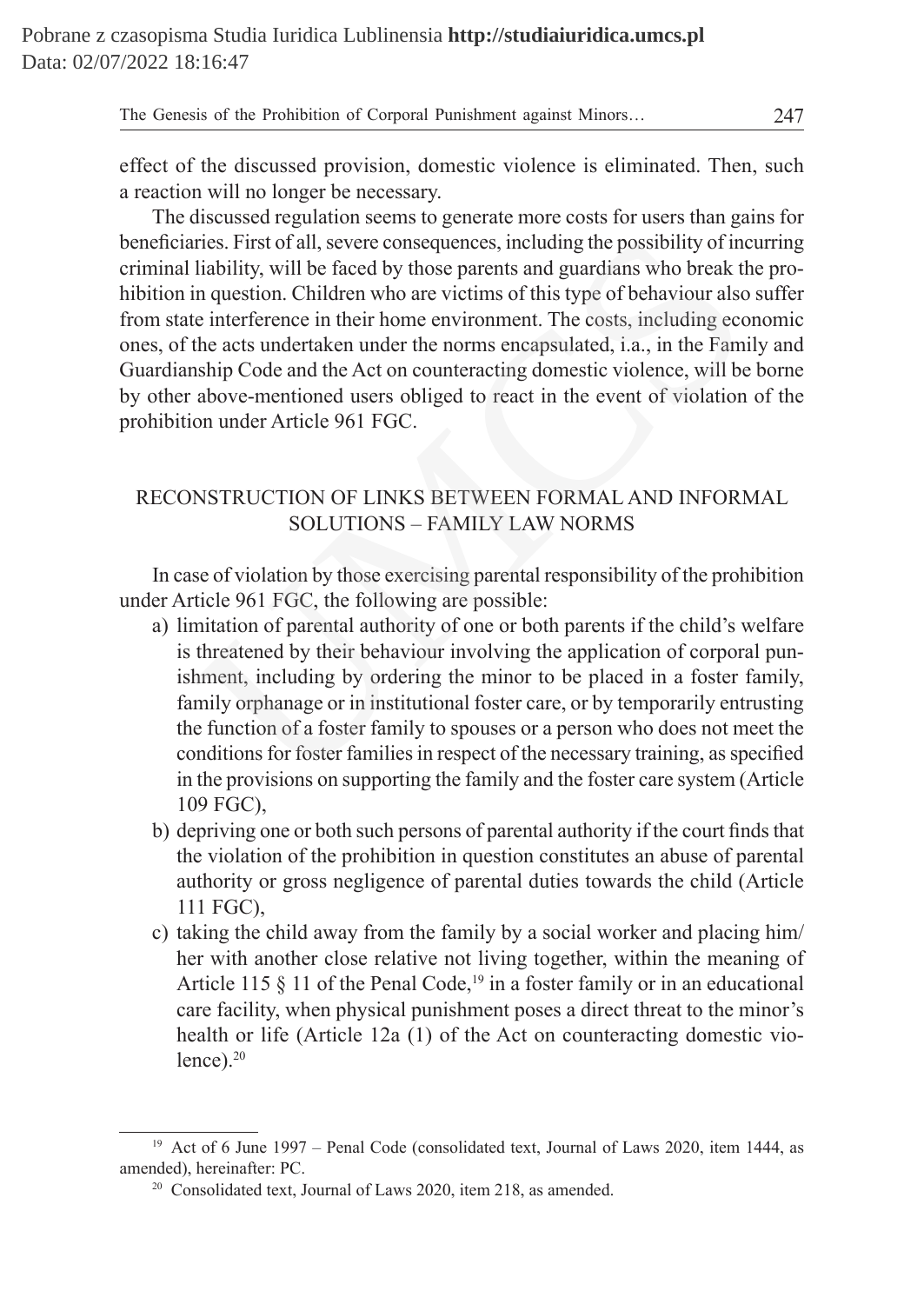effect of the discussed provision, domestic violence is eliminated. Then, such a reaction will no longer be necessary.

The discussed regulation seems to generate more costs for users than gains for beneficiaries. First of all, severe consequences, including the possibility of incurring criminal liability, will be faced by those parents and guardians who break the prohibition in question. Children who are victims of this type of behaviour also suffer from state interference in their home environment. The costs, including economic ones, of the acts undertaken under the norms encapsulated, i.a., in the Family and Guardianship Code and the Act on counteracting domestic violence, will be borne by other above-mentioned users obliged to react in the event of violation of the prohibition under Article 961 FGC.

## RECONSTRUCTION OF LINKS BETWEEN FORMAL AND INFORMAL SOLUTIONS – FAMILY LAW NORMS

In case of violation by those exercising parental responsibility of the prohibition under Article 961 FGC, the following are possible:

a) limitation of parental authority of one or both parents if the child's welfare is threatened by their behaviour involving the application of corporal punishment, including by ordering the minor to be placed in a foster family, family orphanage or in institutional foster care, or by temporarily entrusting the function of a foster family to spouses or a person who does not meet the conditions for foster families in respect of the necessary training, as specified in the provisions on supporting the family and the foster care system (Article 109 FGC),

b) depriving one or both such persons of parental authority if the court finds that the violation of the prohibition in question constitutes an abuse of parental authority or gross negligence of parental duties towards the child (Article 111 FGC),

c) taking the child away from the family by a social worker and placing him/her with another close relative not living together, within the meaning of Article 115 § 11 of the Penal Code,[19] in a foster family or in an educational care facility, when physical punishment poses a direct threat to the minor's health or life (Article 12a (1) of the Act on counteracting domestic violence).[20]

---

[19] Act of 6 June 1997 – Penal Code (consolidated text, Journal of Laws 2020, item 1444, as amended), hereinafter: PC.

[20] Consolidated text, Journal of Laws 2020, item 218, as amended.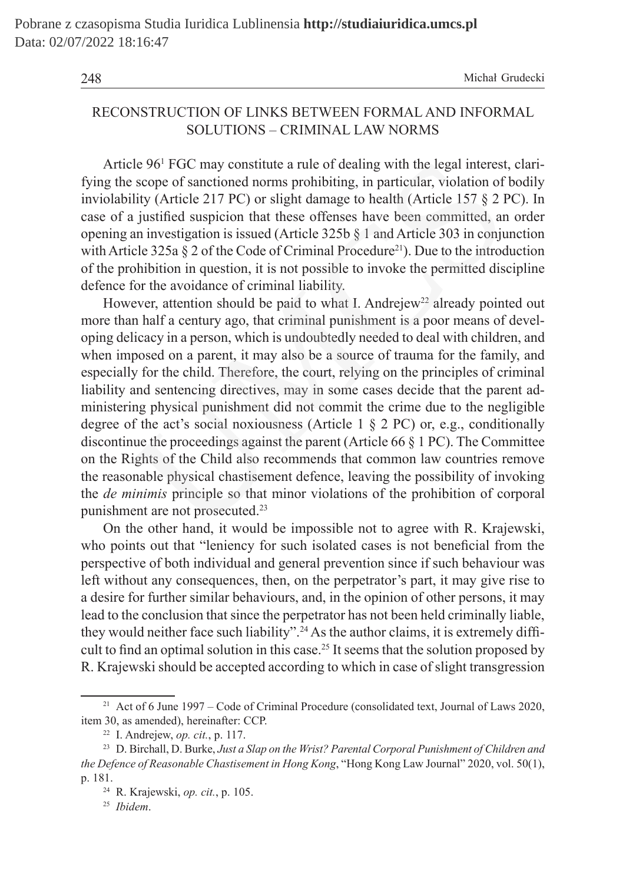## RECONSTRUCTION OF LINKS BETWEEN FORMAL AND INFORMAL SOLUTIONS – CRIMINAL LAW NORMS

Article $96^1$ FGC may constitute a rule of dealing with the legal interest, clarifying the scope of sanctioned norms prohibiting, in particular, violation of bodily inviolability (Article 217 PC) or slight damage to health (Article 157 § 2 PC). In case of a justified suspicion that these offenses have been committed, an order opening an investigation is issued (Article 325b § 1 and Article 303 in conjunction with Article 325a § 2 of the Code of Criminal Procedure[21]). Due to the introduction of the prohibition in question, it is not possible to invoke the permitted discipline defence for the avoidance of criminal liability.

However, attention should be paid to what I. Andrejew[22] already pointed out more than half a century ago, that criminal punishment is a poor means of developing delicacy in a person, which is undoubtedly needed to deal with children, and when imposed on a parent, it may also be a source of trauma for the family, and especially for the child. Therefore, the court, relying on the principles of criminal liability and sentencing directives, may in some cases decide that the parent administering physical punishment did not commit the crime due to the negligible degree of the act's social noxiousness (Article 1 § 2 PC) or, e.g., conditionally discontinue the proceedings against the parent (Article 66 § 1 PC). The Committee on the Rights of the Child also recommends that common law countries remove the reasonable physical chastisement defence, leaving the possibility of invoking the *de minimis* principle so that minor violations of the prohibition of corporal punishment are not prosecuted.[23]

On the other hand, it would be impossible not to agree with R. Krajewski, who points out that "leniency for such isolated cases is not beneficial from the perspective of both individual and general prevention since if such behaviour was left without any consequences, then, on the perpetrator's part, it may give rise to a desire for further similar behaviours, and, in the opinion of other persons, it may lead to the conclusion that since the perpetrator has not been held criminally liable, they would neither face such liability".[24] As the author claims, it is extremely difficult to find an optimal solution in this case.[25] It seems that the solution proposed by R. Krajewski should be accepted according to which in case of slight transgression

---

[21] Act of 6 June 1997 – Code of Criminal Procedure (consolidated text, Journal of Laws 2020, item 30, as amended), hereinafter: CCP.

[22] I. Andrejew, *op. cit.*, p. 117.

[23] D. Birchall, D. Burke, *Just a Slap on the Wrist? Parental Corporal Punishment of Children and the Defence of Reasonable Chastisement in Hong Kong*, "Hong Kong Law Journal" 2020, vol. 50(1), p. 181.

[24] R. Krajewski, *op. cit.*, p. 105.

[25] *Ibidem*.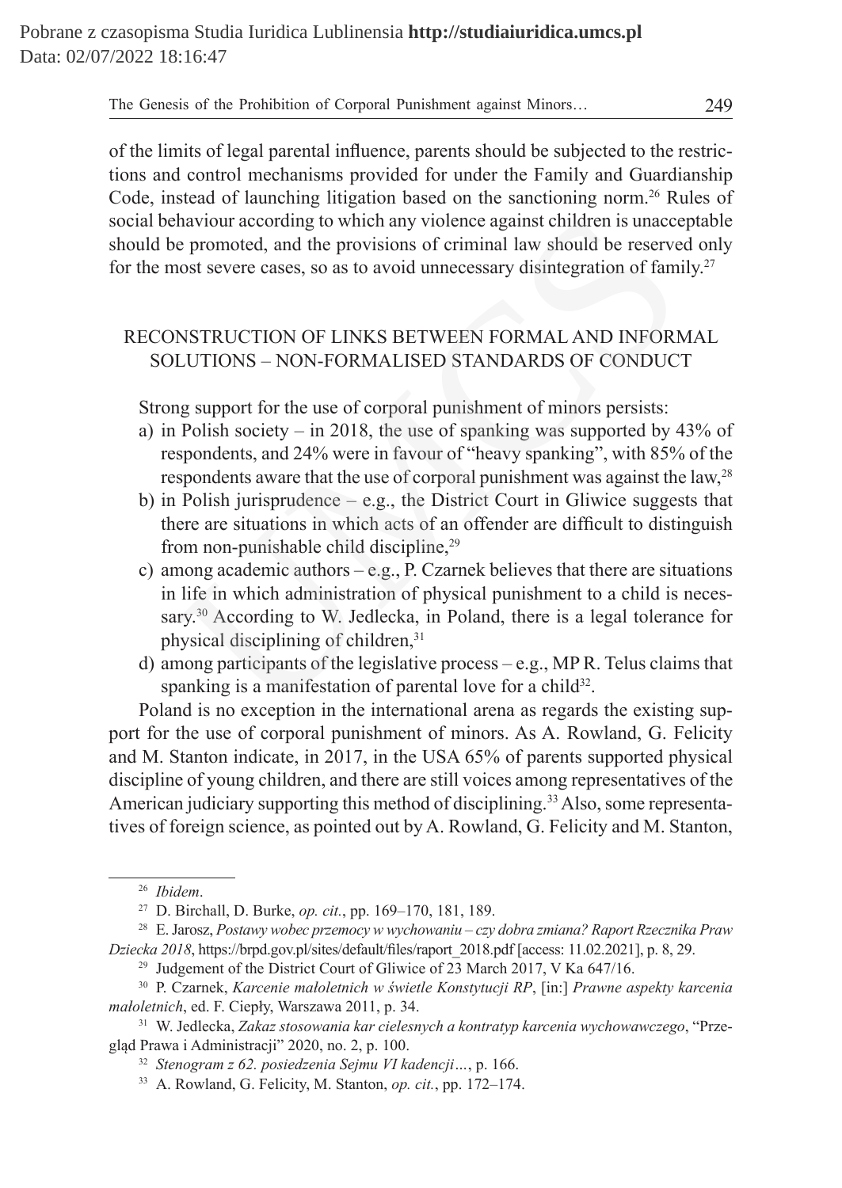of the limits of legal parental influence, parents should be subjected to the restrictions and control mechanisms provided for under the Family and Guardianship Code, instead of launching litigation based on the sanctioning norm.[26] Rules of social behaviour according to which any violence against children is unacceptable should be promoted, and the provisions of criminal law should be reserved only for the most severe cases, so as to avoid unnecessary disintegration of family.[27]

## RECONSTRUCTION OF LINKS BETWEEN FORMAL AND INFORMAL SOLUTIONS – NON-FORMALISED STANDARDS OF CONDUCT

Strong support for the use of corporal punishment of minors persists:

a) in Polish society – in 2018, the use of spanking was supported by 43% of respondents, and 24% were in favour of "heavy spanking", with 85% of the respondents aware that the use of corporal punishment was against the law,[28]
b) in Polish jurisprudence – e.g., the District Court in Gliwice suggests that there are situations in which acts of an offender are difficult to distinguish from non-punishable child discipline,[29]
c) among academic authors – e.g., P. Czarnek believes that there are situations in life in which administration of physical punishment to a child is necessary.[30] According to W. Jedlecka, in Poland, there is a legal tolerance for physical disciplining of children,[31]
d) among participants of the legislative process – e.g., MP R. Telus claims that spanking is a manifestation of parental love for a child[32].

Poland is no exception in the international arena as regards the existing support for the use of corporal punishment of minors. As A. Rowland, G. Felicity and M. Stanton indicate, in 2017, in the USA 65% of parents supported physical discipline of young children, and there are still voices among representatives of the American judiciary supporting this method of disciplining.[33] Also, some representatives of foreign science, as pointed out by A. Rowland, G. Felicity and M. Stanton,

---

[26] *Ibidem*.

[27] D. Birchall, D. Burke, *op. cit.*, pp. 169–170, 181, 189.

[28] E. Jarosz, *Postawy wobec przemocy w wychowaniu – czy dobra zmiana? Raport Rzecznika Praw Dziecka 2018*, https://brpd.gov.pl/sites/default/files/raport_2018.pdf [access: 11.02.2021], p. 8, 29.

[29] Judgement of the District Court of Gliwice of 23 March 2017, V Ka 647/16.

[30] P. Czarnek, *Karcenie małoletnich w świetle Konstytucji RP*, [in:] *Prawne aspekty karcenia małoletnich*, ed. F. Ciepły, Warszawa 2011, p. 34.

[31] W. Jedlecka, *Zakaz stosowania kar cielesnych a kontratyp karcenia wychowawczego*, "Przegląd Prawa i Administracji" 2020, no. 2, p. 100.

[32] *Stenogram z 62. posiedzenia Sejmu VI kadencji…*, p. 166.

[33] A. Rowland, G. Felicity, M. Stanton, *op. cit.*, pp. 172–174.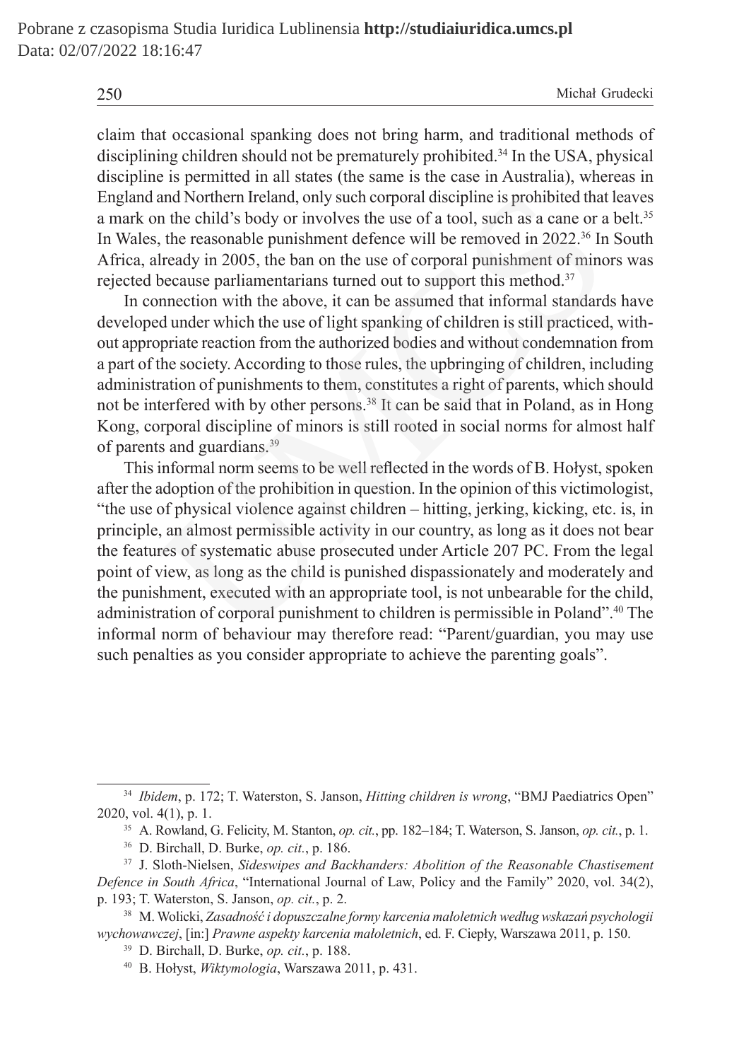claim that occasional spanking does not bring harm, and traditional methods of disciplining children should not be prematurely prohibited.[34] In the USA, physical discipline is permitted in all states (the same is the case in Australia), whereas in England and Northern Ireland, only such corporal discipline is prohibited that leaves a mark on the child's body or involves the use of a tool, such as a cane or a belt.[35] In Wales, the reasonable punishment defence will be removed in 2022.[36] In South Africa, already in 2005, the ban on the use of corporal punishment of minors was rejected because parliamentarians turned out to support this method.[37]

In connection with the above, it can be assumed that informal standards have developed under which the use of light spanking of children is still practiced, without appropriate reaction from the authorized bodies and without condemnation from a part of the society. According to those rules, the upbringing of children, including administration of punishments to them, constitutes a right of parents, which should not be interfered with by other persons.[38] It can be said that in Poland, as in Hong Kong, corporal discipline of minors is still rooted in social norms for almost half of parents and guardians.[39]

This informal norm seems to be well reflected in the words of B. Hołyst, spoken after the adoption of the prohibition in question. In the opinion of this victimologist, "the use of physical violence against children – hitting, jerking, kicking, etc. is, in principle, an almost permissible activity in our country, as long as it does not bear the features of systematic abuse prosecuted under Article 207 PC. From the legal point of view, as long as the child is punished dispassionately and moderately and the punishment, executed with an appropriate tool, is not unbearable for the child, administration of corporal punishment to children is permissible in Poland".[40] The informal norm of behaviour may therefore read: "Parent/guardian, you may use such penalties as you consider appropriate to achieve the parenting goals".

---

[34] *Ibidem*, p. 172; T. Waterston, S. Janson, *Hitting children is wrong*, "BMJ Paediatrics Open" 2020, vol. 4(1), p. 1.

[35] A. Rowland, G. Felicity, M. Stanton, *op. cit.*, pp. 182–184; T. Waterson, S. Janson, *op. cit.*, p. 1.

[36] D. Birchall, D. Burke, *op. cit.*, p. 186.

[37] J. Sloth-Nielsen, *Sideswipes and Backhanders: Abolition of the Reasonable Chastisement Defence in South Africa*, "International Journal of Law, Policy and the Family" 2020, vol. 34(2), p. 193; T. Waterston, S. Janson, *op. cit.*, p. 2.

[38] M. Wolicki, *Zasadność i dopuszczalne formy karcenia małoletnich według wskazań psychologii wychowawczej*, [in:] *Prawne aspekty karcenia małoletnich*, ed. F. Ciepły, Warszawa 2011, p. 150.

[39] D. Birchall, D. Burke, *op. cit.*, p. 188.

[40] B. Hołyst, *Wiktymologia*, Warszawa 2011, p. 431.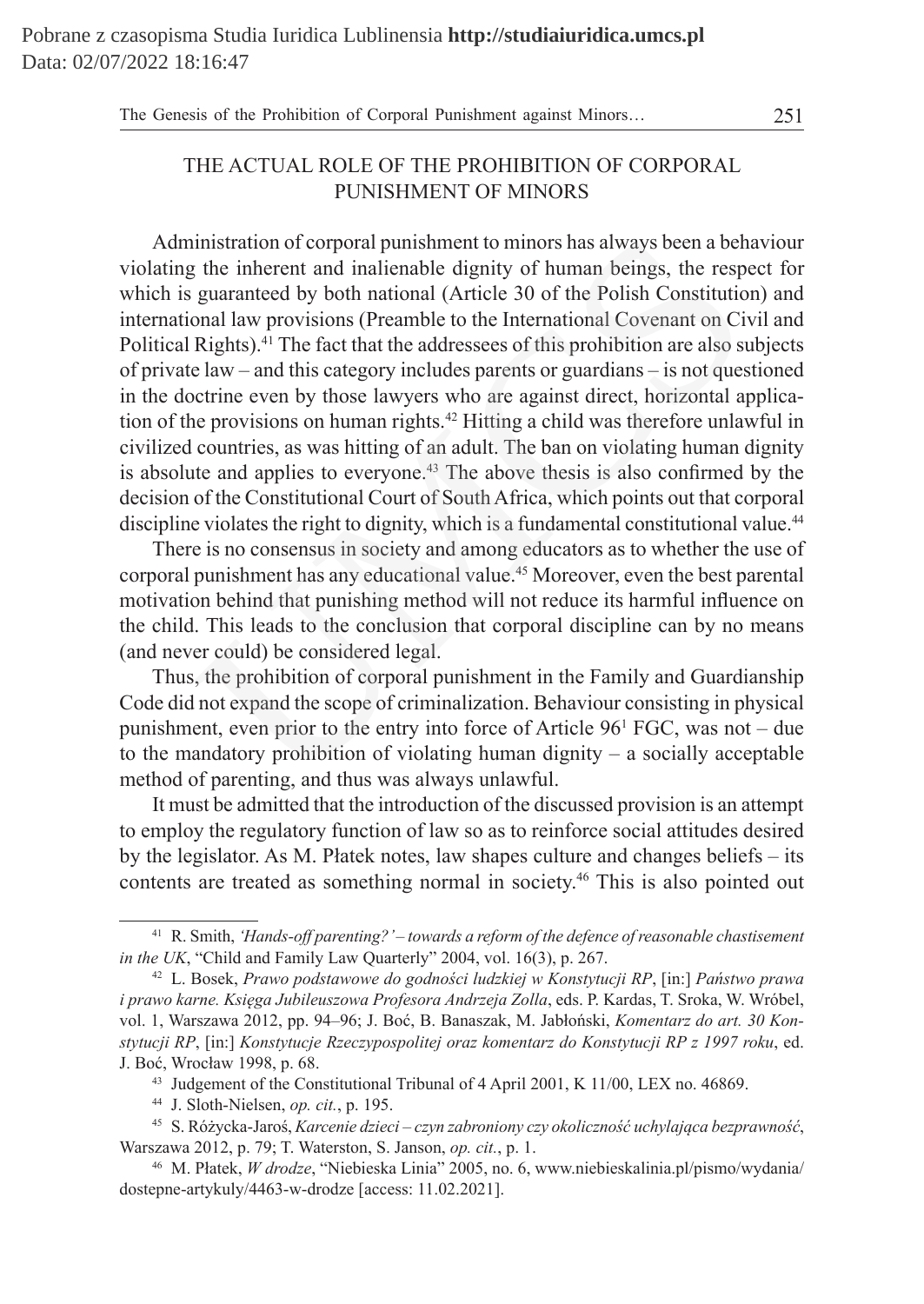## THE ACTUAL ROLE OF THE PROHIBITION OF CORPORAL PUNISHMENT OF MINORS

Administration of corporal punishment to minors has always been a behaviour violating the inherent and inalienable dignity of human beings, the respect for which is guaranteed by both national (Article 30 of the Polish Constitution) and international law provisions (Preamble to the International Covenant on Civil and Political Rights).[41] The fact that the addressees of this prohibition are also subjects of private law – and this category includes parents or guardians – is not questioned in the doctrine even by those lawyers who are against direct, horizontal application of the provisions on human rights.[42] Hitting a child was therefore unlawful in civilized countries, as was hitting of an adult. The ban on violating human dignity is absolute and applies to everyone.[43] The above thesis is also confirmed by the decision of the Constitutional Court of South Africa, which points out that corporal discipline violates the right to dignity, which is a fundamental constitutional value.[44]

There is no consensus in society and among educators as to whether the use of corporal punishment has any educational value.[45] Moreover, even the best parental motivation behind that punishing method will not reduce its harmful influence on the child. This leads to the conclusion that corporal discipline can by no means (and never could) be considered legal.

Thus, the prohibition of corporal punishment in the Family and Guardianship Code did not expand the scope of criminalization. Behaviour consisting in physical punishment, even prior to the entry into force of Article 96[1] FGC, was not – due to the mandatory prohibition of violating human dignity – a socially acceptable method of parenting, and thus was always unlawful.

It must be admitted that the introduction of the discussed provision is an attempt to employ the regulatory function of law so as to reinforce social attitudes desired by the legislator. As M. Płatek notes, law shapes culture and changes beliefs – its contents are treated as something normal in society.[46] This is also pointed out

---

[41] R. Smith, *'Hands-off parenting?' – towards a reform of the defence of reasonable chastisement in the UK*, "Child and Family Law Quarterly" 2004, vol. 16(3), p. 267.

[42] L. Bosek, *Prawo podstawowe do godności ludzkiej w Konstytucji RP*, [in:] *Państwo prawa i prawo karne. Księga Jubileuszowa Profesora Andrzeja Zolla*, eds. P. Kardas, T. Sroka, W. Wróbel, vol. 1, Warszawa 2012, pp. 94–96; J. Boć, B. Banaszak, M. Jabłoński, *Komentarz do art. 30 Konstytucji RP*, [in:] *Konstytucje Rzeczypospolitej oraz komentarz do Konstytucji RP z 1997 roku*, ed. J. Boć, Wrocław 1998, p. 68.

[43] Judgement of the Constitutional Tribunal of 4 April 2001, K 11/00, LEX no. 46869.

[44] J. Sloth-Nielsen, *op. cit.*, p. 195.

[45] S. Różycka-Jaroś, *Karcenie dzieci – czyn zabroniony czy okoliczność uchylająca bezprawność*, Warszawa 2012, p. 79; T. Waterston, S. Janson, *op. cit.*, p. 1.

[46] M. Płatek, *W drodze*, "Niebieska Linia" 2005, no. 6, www.niebieskalinia.pl/pismo/wydania/dostepne-artykuly/4463-w-drodze [access: 11.02.2021].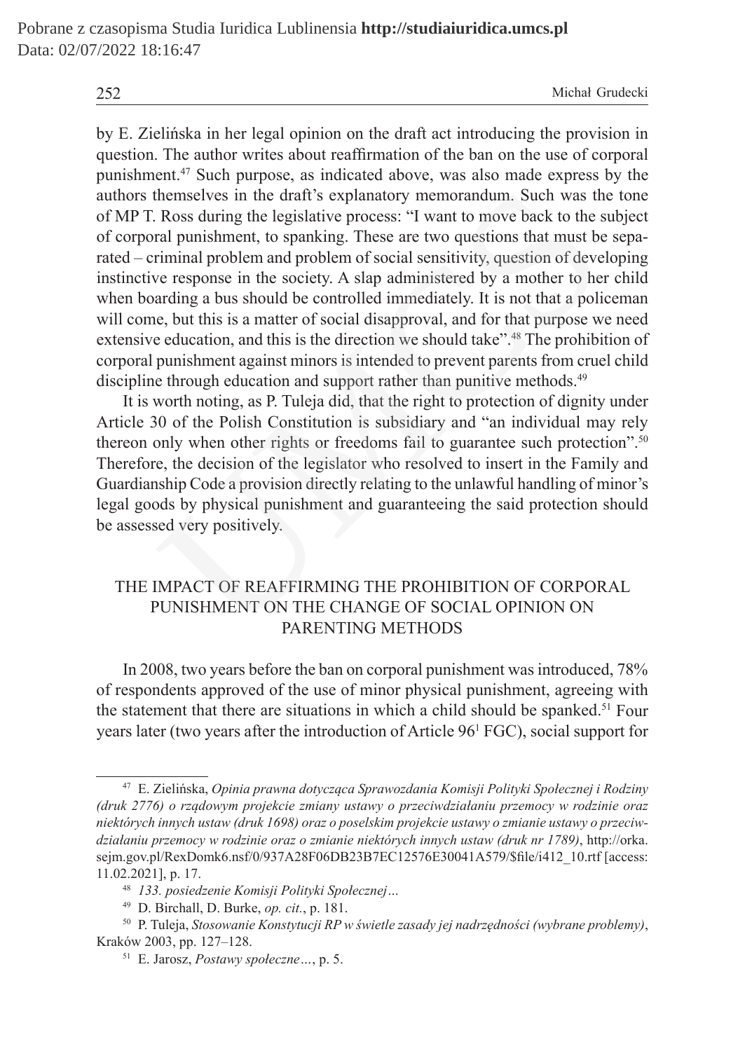by E. Zielińska in her legal opinion on the draft act introducing the provision in question. The author writes about reaffirmation of the ban on the use of corporal punishment.[47] Such purpose, as indicated above, was also made express by the authors themselves in the draft's explanatory memorandum. Such was the tone of MP T. Ross during the legislative process: "I want to move back to the subject of corporal punishment, to spanking. These are two questions that must be separated – criminal problem and problem of social sensitivity, question of developing instinctive response in the society. A slap administered by a mother to her child when boarding a bus should be controlled immediately. It is not that a policeman will come, but this is a matter of social disapproval, and for that purpose we need extensive education, and this is the direction we should take".[48] The prohibition of corporal punishment against minors is intended to prevent parents from cruel child discipline through education and support rather than punitive methods.[49]

It is worth noting, as P. Tuleja did, that the right to protection of dignity under Article 30 of the Polish Constitution is subsidiary and "an individual may rely thereon only when other rights or freedoms fail to guarantee such protection".[50] Therefore, the decision of the legislator who resolved to insert in the Family and Guardianship Code a provision directly relating to the unlawful handling of minor's legal goods by physical punishment and guaranteeing the said protection should be assessed very positively.

## THE IMPACT OF REAFFIRMING THE PROHIBITION OF CORPORAL PUNISHMENT ON THE CHANGE OF SOCIAL OPINION ON PARENTING METHODS

In 2008, two years before the ban on corporal punishment was introduced, 78% of respondents approved of the use of minor physical punishment, agreeing with the statement that there are situations in which a child should be spanked.[51] Four years later (two years after the introduction of Article 96[1] FGC), social support for

---

[47] E. Zielińska, *Opinia prawna dotycząca Sprawozdania Komisji Polityki Społecznej i Rodziny (druk 2776) o rządowym projekcie zmiany ustawy o przeciwdziałaniu przemocy w rodzinie oraz niektórych innych ustaw (druk 1698) oraz o poselskim projekcie ustawy o zmianie ustawy o przeciwdziałaniu przemocy w rodzinie oraz o zmianie niektórych innych ustaw (druk nr 1789)*, http://orka.sejm.gov.pl/RexDomk6.nsf/0/937A28F06DB23B7EC12576E30041A579/$file/i412_10.rtf [access: 11.02.2021], p. 17.

[48] *133. posiedzenie Komisji Polityki Społecznej…*

[49] D. Birchall, D. Burke, *op. cit.*, p. 181.

[50] P. Tuleja, *Stosowanie Konstytucji RP w świetle zasady jej nadrzędności (wybrane problemy)*, Kraków 2003, pp. 127–128.

[51] E. Jarosz, *Postawy społeczne…*, p. 5.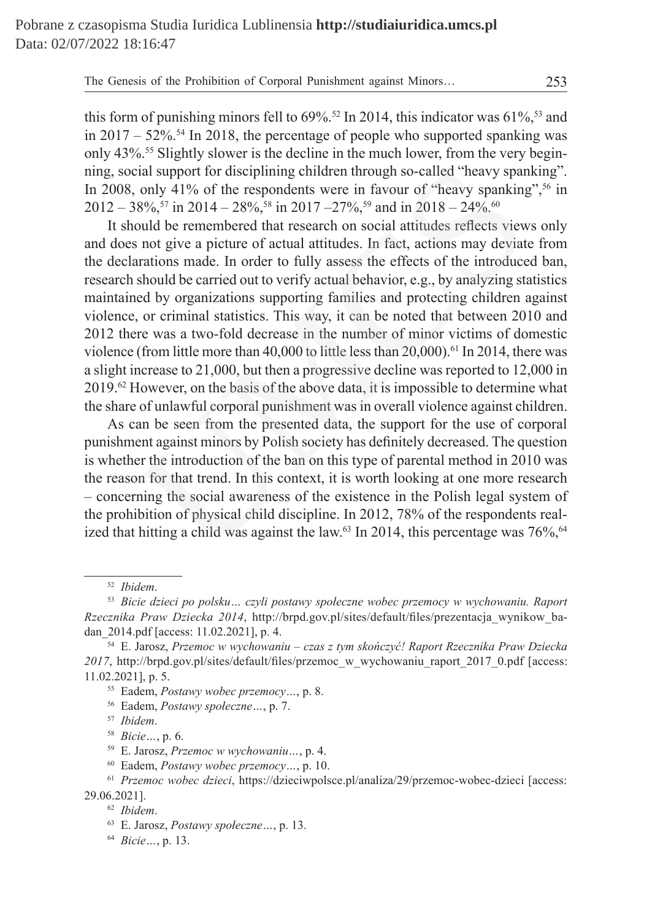this form of punishing minors fell to 69%.[52] In 2014, this indicator was 61%,[53] and in 2017 – 52%.[54] In 2018, the percentage of people who supported spanking was only 43%.[55] Slightly slower is the decline in the much lower, from the very beginning, social support for disciplining children through so-called "heavy spanking". In 2008, only 41% of the respondents were in favour of "heavy spanking",[56] in 2012 – 38%,[57] in 2014 – 28%,[58] in 2017 –27%,[59] and in 2018 – 24%.[60]

It should be remembered that research on social attitudes reflects views only and does not give a picture of actual attitudes. In fact, actions may deviate from the declarations made. In order to fully assess the effects of the introduced ban, research should be carried out to verify actual behavior, e.g., by analyzing statistics maintained by organizations supporting families and protecting children against violence, or criminal statistics. This way, it can be noted that between 2010 and 2012 there was a two-fold decrease in the number of minor victims of domestic violence (from little more than 40,000 to little less than 20,000).[61] In 2014, there was a slight increase to 21,000, but then a progressive decline was reported to 12,000 in 2019.[62] However, on the basis of the above data, it is impossible to determine what the share of unlawful corporal punishment was in overall violence against children.

As can be seen from the presented data, the support for the use of corporal punishment against minors by Polish society has definitely decreased. The question is whether the introduction of the ban on this type of parental method in 2010 was the reason for that trend. In this context, it is worth looking at one more research – concerning the social awareness of the existence in the Polish legal system of the prohibition of physical child discipline. In 2012, 78% of the respondents realized that hitting a child was against the law.[63] In 2014, this percentage was 76%,[64]

---

[52] *Ibidem*.

[53] *Bicie dzieci po polsku… czyli postawy społeczne wobec przemocy w wychowaniu. Raport Rzecznika Praw Dziecka 2014*, http://brpd.gov.pl/sites/default/files/prezentacja_wynikow_badan_2014.pdf [access: 11.02.2021], p. 4.

[54] E. Jarosz, *Przemoc w wychowaniu – czas z tym skończyć! Raport Rzecznika Praw Dziecka 2017*, http://brpd.gov.pl/sites/default/files/przemoc_w_wychowaniu_raport_2017_0.pdf [access: 11.02.2021], p. 5.

[55] Eadem, *Postawy wobec przemocy…*, p. 8.

[56] Eadem, *Postawy społeczne…*, p. 7.

[57] *Ibidem*.

[58] *Bicie…*, p. 6.

[59] E. Jarosz, *Przemoc w wychowaniu…*, p. 4.

[60] Eadem, *Postawy wobec przemocy…*, p. 10.

[61] *Przemoc wobec dzieci*, https://dzieciwpolsce.pl/analiza/29/przemoc-wobec-dzieci [access: 29.06.2021].

[62] *Ibidem*.

[63] E. Jarosz, *Postawy społeczne…*, p. 13.

[64] *Bicie…*, p. 13.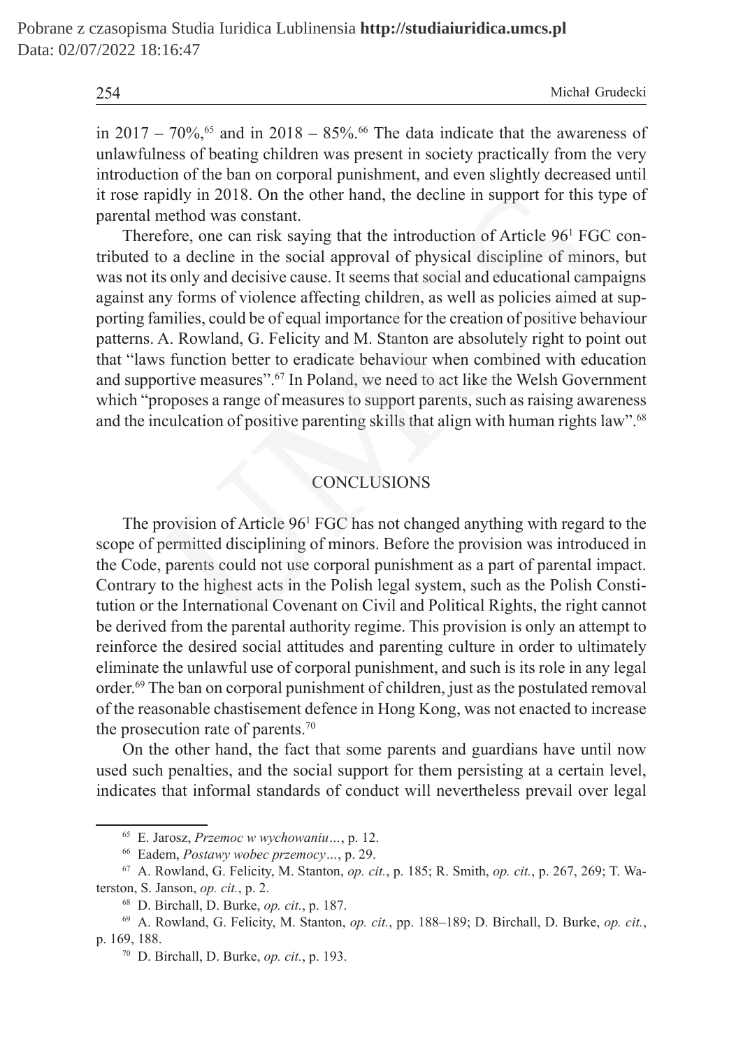in 2017 – 70%,[65] and in 2018 – 85%.[66] The data indicate that the awareness of unlawfulness of beating children was present in society practically from the very introduction of the ban on corporal punishment, and even slightly decreased until it rose rapidly in 2018. On the other hand, the decline in support for this type of parental method was constant.

Therefore, one can risk saying that the introduction of Article 96[1] FGC contributed to a decline in the social approval of physical discipline of minors, but was not its only and decisive cause. It seems that social and educational campaigns against any forms of violence affecting children, as well as policies aimed at supporting families, could be of equal importance for the creation of positive behaviour patterns. A. Rowland, G. Felicity and M. Stanton are absolutely right to point out that "laws function better to eradicate behaviour when combined with education and supportive measures".[67] In Poland, we need to act like the Welsh Government which "proposes a range of measures to support parents, such as raising awareness and the inculcation of positive parenting skills that align with human rights law".[68]

## CONCLUSIONS

The provision of Article 96[1] FGC has not changed anything with regard to the scope of permitted disciplining of minors. Before the provision was introduced in the Code, parents could not use corporal punishment as a part of parental impact. Contrary to the highest acts in the Polish legal system, such as the Polish Constitution or the International Covenant on Civil and Political Rights, the right cannot be derived from the parental authority regime. This provision is only an attempt to reinforce the desired social attitudes and parenting culture in order to ultimately eliminate the unlawful use of corporal punishment, and such is its role in any legal order.[69] The ban on corporal punishment of children, just as the postulated removal of the reasonable chastisement defence in Hong Kong, was not enacted to increase the prosecution rate of parents.[70]

On the other hand, the fact that some parents and guardians have until now used such penalties, and the social support for them persisting at a certain level, indicates that informal standards of conduct will nevertheless prevail over legal

---

[65] E. Jarosz, *Przemoc w wychowaniu…*, p. 12.

[66] Eadem, *Postawy wobec przemocy…*, p. 29.

[67] A. Rowland, G. Felicity, M. Stanton, *op. cit.*, p. 185; R. Smith, *op. cit.*, p. 267, 269; T. Waterston, S. Janson, *op. cit.*, p. 2.

[68] D. Birchall, D. Burke, *op. cit.*, p. 187.

[69] A. Rowland, G. Felicity, M. Stanton, *op. cit.*, pp. 188–189; D. Birchall, D. Burke, *op. cit.*, p. 169, 188.

[70] D. Birchall, D. Burke, *op. cit.*, p. 193.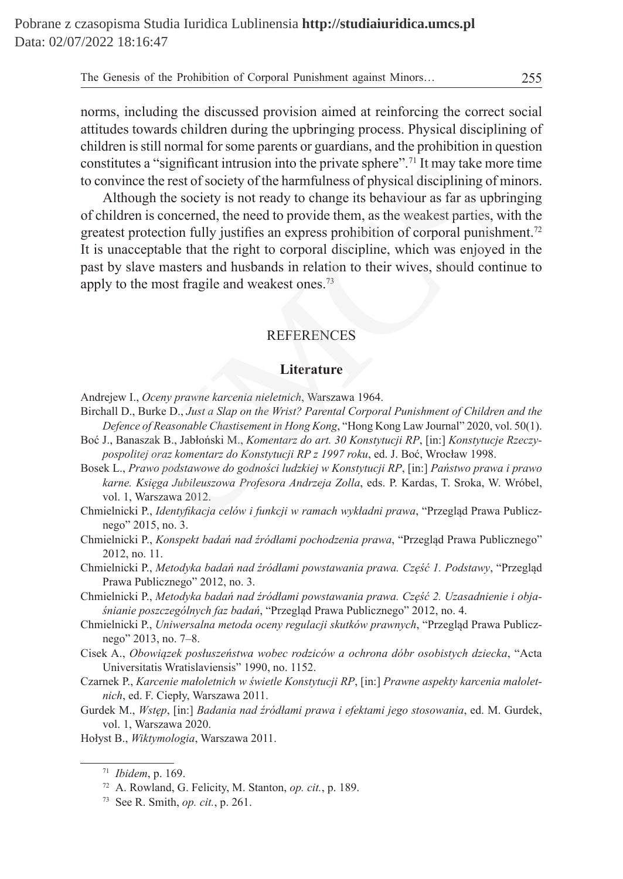norms, including the discussed provision aimed at reinforcing the correct social attitudes towards children during the upbringing process. Physical disciplining of children is still normal for some parents or guardians, and the prohibition in question constitutes a "significant intrusion into the private sphere".[71] It may take more time to convince the rest of society of the harmfulness of physical disciplining of minors.

Although the society is not ready to change its behaviour as far as upbringing of children is concerned, the need to provide them, as the weakest parties, with the greatest protection fully justifies an express prohibition of corporal punishment.[72] It is unacceptable that the right to corporal discipline, which was enjoyed in the past by slave masters and husbands in relation to their wives, should continue to apply to the most fragile and weakest ones.[73]

## REFERENCES

### Literature

Andrejew I., *Oceny prawne karcenia nieletnich*, Warszawa 1964.

Birchall D., Burke D., *Just a Slap on the Wrist? Parental Corporal Punishment of Children and the Defence of Reasonable Chastisement in Hong Kong*, "Hong Kong Law Journal" 2020, vol. 50(1).

Boć J., Banaszak B., Jabłoński M., *Komentarz do art. 30 Konstytucji RP*, [in:] *Konstytucje Rzeczypospolitej oraz komentarz do Konstytucji RP z 1997 roku*, ed. J. Boć, Wrocław 1998.

Bosek L., *Prawo podstawowe do godności ludzkiej w Konstytucji RP*, [in:] *Państwo prawa i prawo karne. Księga Jubileuszowa Profesora Andrzeja Zolla*, eds. P. Kardas, T. Sroka, W. Wróbel, vol. 1, Warszawa 2012.

Chmielnicki P., *Identyfikacja celów i funkcji w ramach wykładni prawa*, "Przegląd Prawa Publicznego" 2015, no. 3.

Chmielnicki P., *Konspekt badań nad źródłami pochodzenia prawa*, "Przegląd Prawa Publicznego" 2012, no. 11.

Chmielnicki P., *Metodyka badań nad źródłami powstawania prawa. Część 1. Podstawy*, "Przegląd Prawa Publicznego" 2012, no. 3.

Chmielnicki P., *Metodyka badań nad źródłami powstawania prawa. Część 2. Uzasadnienie i objaśnianie poszczególnych faz badań*, "Przegląd Prawa Publicznego" 2012, no. 4.

Chmielnicki P., *Uniwersalna metoda oceny regulacji skutków prawnych*, "Przegląd Prawa Publicznego" 2013, no. 7–8.

Cisek A., *Obowiązek posłuszeństwa wobec rodziców a ochrona dóbr osobistych dziecka*, "Acta Universitatis Wratislaviensis" 1990, no. 1152.

Czarnek P., *Karcenie małoletnich w świetle Konstytucji RP*, [in:] *Prawne aspekty karcenia małoletnich*, ed. F. Ciepły, Warszawa 2011.

Gurdek M., *Wstęp*, [in:] *Badania nad źródłami prawa i efektami jego stosowania*, ed. M. Gurdek, vol. 1, Warszawa 2020.

Hołyst B., *Wiktymologia*, Warszawa 2011.

---

[71] *Ibidem*, p. 169.

[72] A. Rowland, G. Felicity, M. Stanton, *op. cit.*, p. 189.

[73] See R. Smith, *op. cit.*, p. 261.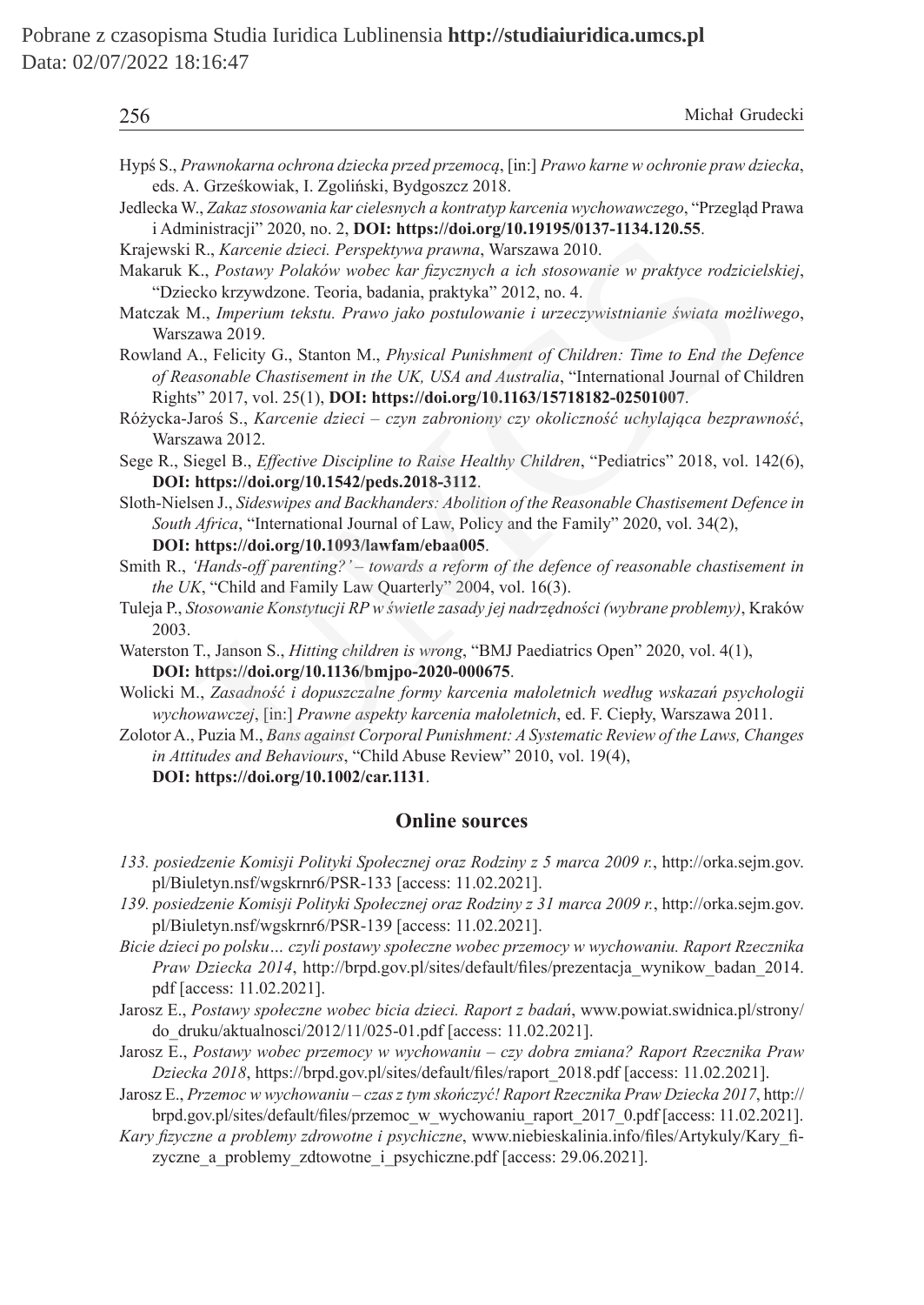Hypś S., *Prawnokarna ochrona dziecka przed przemocą*, [in:] *Prawo karne w ochronie praw dziecka*, eds. A. Grześkowiak, I. Zgoliński, Bydgoszcz 2018.

Jedlecka W., *Zakaz stosowania kar cielesnych a kontratyp karcenia wychowawczego*, "Przegląd Prawa i Administracji" 2020, no. 2, **DOI: https://doi.org/10.19195/0137-1134.120.55**.

Krajewski R., *Karcenie dzieci. Perspektywa prawna*, Warszawa 2010.

Makaruk K., *Postawy Polaków wobec kar fizycznych a ich stosowanie w praktyce rodzicielskiej*, "Dziecko krzywdzone. Teoria, badania, praktyka" 2012, no. 4.

Matczak M., *Imperium tekstu. Prawo jako postulowanie i urzeczywistnianie świata możliwego*, Warszawa 2019.

Rowland A., Felicity G., Stanton M., *Physical Punishment of Children: Time to End the Defence of Reasonable Chastisement in the UK, USA and Australia*, "International Journal of Children Rights" 2017, vol. 25(1), **DOI: https://doi.org/10.1163/15718182-02501007**.

Różycka-Jaroś S., *Karcenie dzieci – czyn zabroniony czy okoliczność uchylająca bezprawność*, Warszawa 2012.

Sege R., Siegel B., *Effective Discipline to Raise Healthy Children*, "Pediatrics" 2018, vol. 142(6), **DOI: https://doi.org/10.1542/peds.2018-3112**.

Sloth-Nielsen J., *Sideswipes and Backhanders: Abolition of the Reasonable Chastisement Defence in South Africa*, "International Journal of Law, Policy and the Family" 2020, vol. 34(2), **DOI: https://doi.org/10.1093/lawfam/ebaa005**.

Smith R., *'Hands-off parenting?' – towards a reform of the defence of reasonable chastisement in the UK*, "Child and Family Law Quarterly" 2004, vol. 16(3).

Tuleja P., *Stosowanie Konstytucji RP w świetle zasady jej nadrzędności (wybrane problemy)*, Kraków 2003.

Waterston T., Janson S., *Hitting children is wrong*, "BMJ Paediatrics Open" 2020, vol. 4(1), **DOI: https://doi.org/10.1136/bmjpo-2020-000675**.

Wolicki M., *Zasadność i dopuszczalne formy karcenia małoletnich według wskazań psychologii wychowawczej*, [in:] *Prawne aspekty karcenia małoletnich*, ed. F. Ciepły, Warszawa 2011.

Zolotor A., Puzia M., *Bans against Corporal Punishment: A Systematic Review of the Laws, Changes in Attitudes and Behaviours*, "Child Abuse Review" 2010, vol. 19(4), **DOI: https://doi.org/10.1002/car.1131**.

## Online sources

*133. posiedzenie Komisji Polityki Społecznej oraz Rodziny z 5 marca 2009 r.*, http://orka.sejm.gov.pl/Biuletyn.nsf/wgskrnr6/PSR-133 [access: 11.02.2021].

*139. posiedzenie Komisji Polityki Społecznej oraz Rodziny z 31 marca 2009 r.*, http://orka.sejm.gov.pl/Biuletyn.nsf/wgskrnr6/PSR-139 [access: 11.02.2021].

*Bicie dzieci po polsku… czyli postawy społeczne wobec przemocy w wychowaniu. Raport Rzecznika Praw Dziecka 2014*, http://brpd.gov.pl/sites/default/files/prezentacja_wynikow_badan_2014.pdf [access: 11.02.2021].

Jarosz E., *Postawy społeczne wobec bicia dzieci. Raport z badań*, www.powiat.swidnica.pl/strony/do_druku/aktualnosci/2012/11/025-01.pdf [access: 11.02.2021].

Jarosz E., *Postawy wobec przemocy w wychowaniu – czy dobra zmiana? Raport Rzecznika Praw Dziecka 2018*, https://brpd.gov.pl/sites/default/files/raport_2018.pdf [access: 11.02.2021].

Jarosz E., *Przemoc w wychowaniu – czas z tym skończyć! Raport Rzecznika Praw Dziecka 2017*, http://brpd.gov.pl/sites/default/files/przemoc_w_wychowaniu_raport_2017_0.pdf [access: 11.02.2021].

*Kary fizyczne a problemy zdrowotne i psychiczne*, www.niebieskalinia.info/files/Artykuly/Kary_fizyczne_a_problemy_zdtowotne_i_psychiczne.pdf [access: 29.06.2021].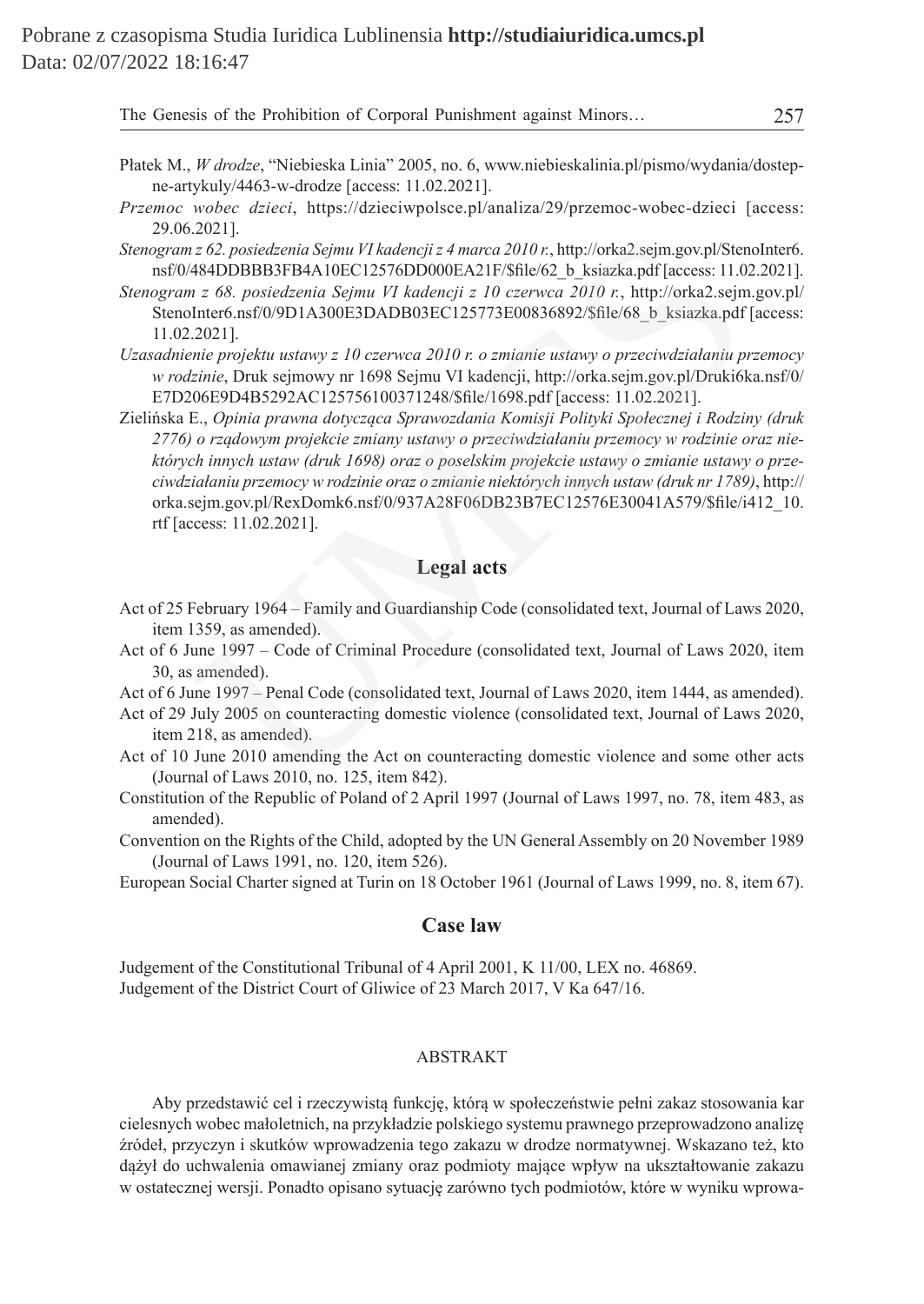Płatek M., *W drodze*, "Niebieska Linia" 2005, no. 6, www.niebieskalinia.pl/pismo/wydania/dostepne-artykuly/4463-w-drodze [access: 11.02.2021].

*Przemoc wobec dzieci*, https://dzieciwpolsce.pl/analiza/29/przemoc-wobec-dzieci [access: 29.06.2021].

*Stenogram z 62. posiedzenia Sejmu VI kadencji z 4 marca 2010 r.*, http://orka2.sejm.gov.pl/StenoInter6.nsf/0/484DDBBB3FB4A10EC12576DD000EA21F/$file/62_b_ksiazka.pdf [access: 11.02.2021].

*Stenogram z 68. posiedzenia Sejmu VI kadencji z 10 czerwca 2010 r.*, http://orka2.sejm.gov.pl/StenoInter6.nsf/0/9D1A300E3DADB03EC125773E00836892/$file/68_b_ksiazka.pdf [access: 11.02.2021].

*Uzasadnienie projektu ustawy z 10 czerwca 2010 r. o zmianie ustawy o przeciwdziałaniu przemocy w rodzinie*, Druk sejmowy nr 1698 Sejmu VI kadencji, http://orka.sejm.gov.pl/Druki6ka.nsf/0/E7D206E9D4B5292AC125756100371248/$file/1698.pdf [access: 11.02.2021].

Zielińska E., *Opinia prawna dotycząca Sprawozdania Komisji Polityki Społecznej i Rodziny (druk 2776) o rządowym projekcie zmiany ustawy o przeciwdziałaniu przemocy w rodzinie oraz niektórych innych ustaw (druk 1698) oraz o poselskim projekcie ustawy o zmianie ustawy o przeciwdziałaniu przemocy w rodzinie oraz o zmianie niektórych innych ustaw (druk nr 1789)*, http://orka.sejm.gov.pl/RexDomk6.nsf/0/937A28F06DB23B7EC12576E30041A579/$file/i412_10.rtf [access: 11.02.2021].

## Legal acts

Act of 25 February 1964 – Family and Guardianship Code (consolidated text, Journal of Laws 2020, item 1359, as amended).

Act of 6 June 1997 – Code of Criminal Procedure (consolidated text, Journal of Laws 2020, item 30, as amended).

Act of 6 June 1997 – Penal Code (consolidated text, Journal of Laws 2020, item 1444, as amended).

Act of 29 July 2005 on counteracting domestic violence (consolidated text, Journal of Laws 2020, item 218, as amended).

Act of 10 June 2010 amending the Act on counteracting domestic violence and some other acts (Journal of Laws 2010, no. 125, item 842).

Constitution of the Republic of Poland of 2 April 1997 (Journal of Laws 1997, no. 78, item 483, as amended).

Convention on the Rights of the Child, adopted by the UN General Assembly on 20 November 1989 (Journal of Laws 1991, no. 120, item 526).

European Social Charter signed at Turin on 18 October 1961 (Journal of Laws 1999, no. 8, item 67).

## Case law

Judgement of the Constitutional Tribunal of 4 April 2001, K 11/00, LEX no. 46869.

Judgement of the District Court of Gliwice of 23 March 2017, V Ka 647/16.

### ABSTRAKT

Aby przedstawić cel i rzeczywistą funkcję, którą w społeczeństwie pełni zakaz stosowania kar cielesnych wobec małoletnich, na przykładzie polskiego systemu prawnego przeprowadzono analizę źródeł, przyczyn i skutków wprowadzenia tego zakazu w drodze normatywnej. Wskazano też, kto dążył do uchwalenia omawianej zmiany oraz podmioty mające wpływ na ukształtowanie zakazu w ostatecznej wersji. Ponadto opisano sytuację zarówno tych podmiotów, które w wyniku wprowa-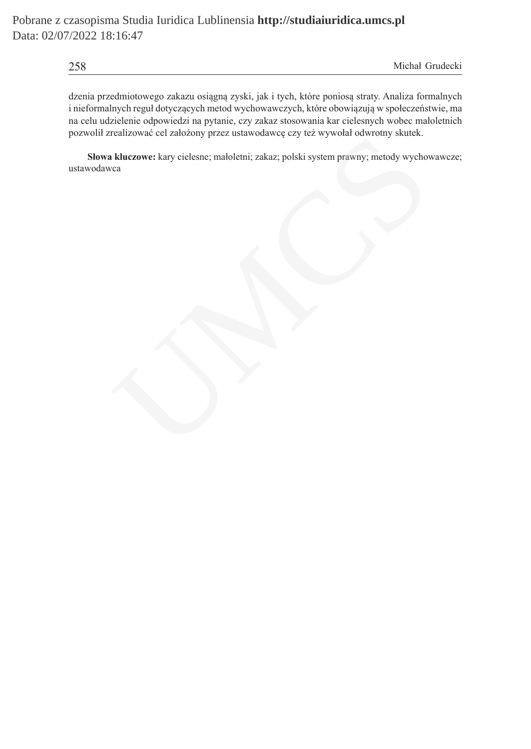dzenia przedmiotowego zakazu osiągną zyski, jak i tych, które poniosą straty. Analiza formalnych i nieformalnych reguł dotyczących metod wychowawczych, które obowiązują w społeczeństwie, ma na celu udzielenie odpowiedzi na pytanie, czy zakaz stosowania kar cielesnych wobec małoletnich pozwolił zrealizować cel założony przez ustawodawcę czy też wywołał odwrotny skutek.

**Słowa kluczowe:** kary cielesne; małoletni; zakaz; polski system prawny; metody wychowawcze; ustawodawca